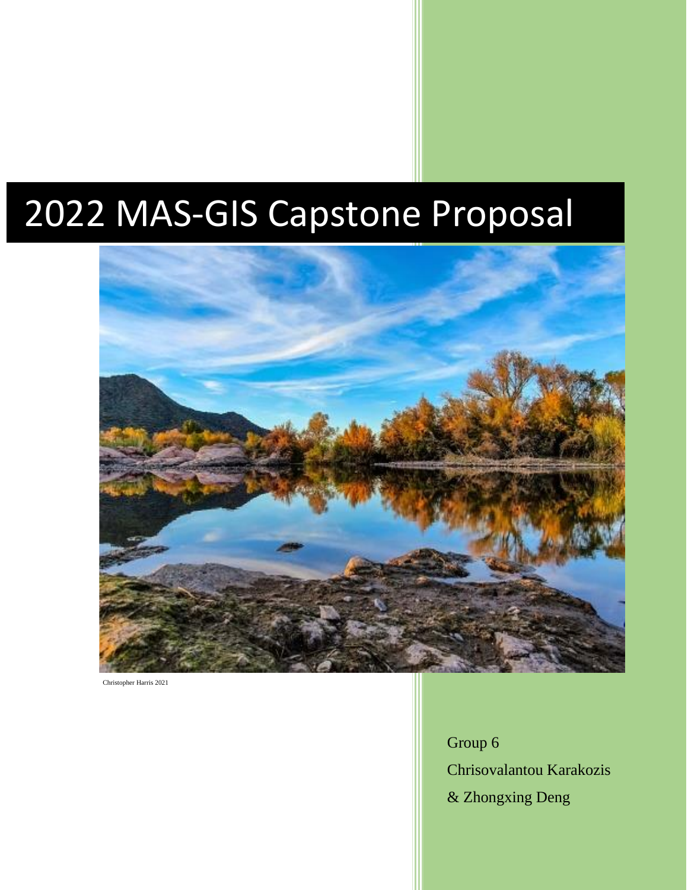# 2022 MAS-GIS Capstone Proposal

Christopher Harris 2021

Group 6

Chrisovalantou Karakozis

& Zhongxing Deng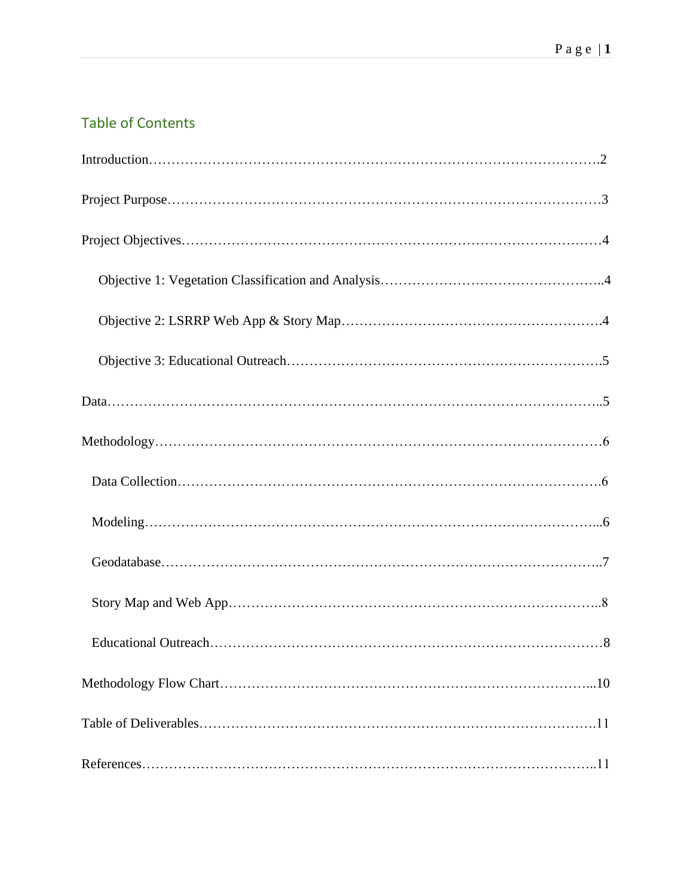## Table of Contents

Introduction……………………………………………………………………………………….2

Project Purpose……………………………………………………………………………………3

Project Objectives…………………………………………………………………………………4

Objective 1: Vegetation Classification and Analysis…………………………………………..4

Objective 2: LSRRP Web App & Story Map……………………………………………….4

Objective 3: Educational Outreach………………………………………………………….5

Data………………………………………………………………………………………………..5

Methodology………………………………………………………………………………………6

Data Collection…………………………………………………………………………………6

Modeling………………………………………………………………………………………...6

Geodatabase……………………………………………………………………………………..7

Story Map and Web App………………………………………………………………………..8

Educational Outreach……………………………………………………………………………8

Methodology Flow Chart………………………………………………………………………...10

Table of Deliverables……………………………………………………………………………11

References………………………………………………………………………………………..11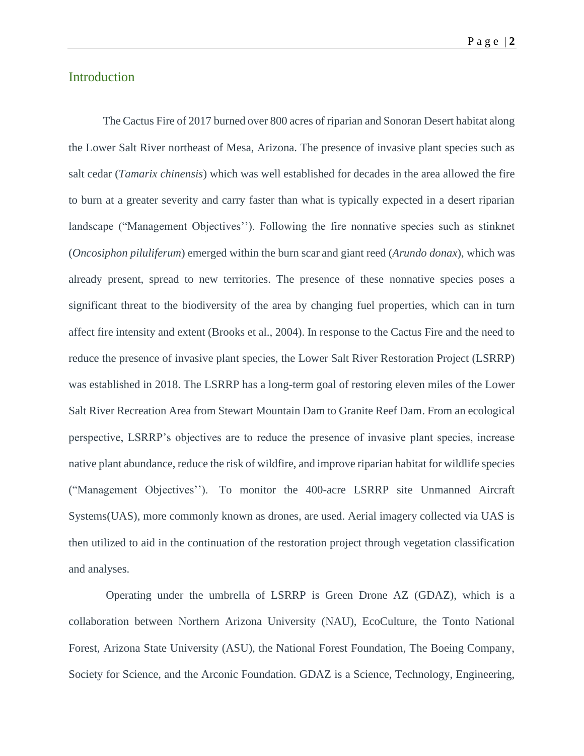## Introduction

The Cactus Fire of 2017 burned over 800 acres of riparian and Sonoran Desert habitat along the Lower Salt River northeast of Mesa, Arizona. The presence of invasive plant species such as salt cedar (*Tamarix chinensis*) which was well established for decades in the area allowed the fire to burn at a greater severity and carry faster than what is typically expected in a desert riparian landscape ("Management Objectives''). Following the fire nonnative species such as stinknet (*Oncosiphon piluliferum*) emerged within the burn scar and giant reed (*Arundo donax*), which was already present, spread to new territories. The presence of these nonnative species poses a significant threat to the biodiversity of the area by changing fuel properties, which can in turn affect fire intensity and extent (Brooks et al., 2004). In response to the Cactus Fire and the need to reduce the presence of invasive plant species, the Lower Salt River Restoration Project (LSRRP) was established in 2018. The LSRRP has a long-term goal of restoring eleven miles of the Lower Salt River Recreation Area from Stewart Mountain Dam to Granite Reef Dam. From an ecological perspective, LSRRP's objectives are to reduce the presence of invasive plant species, increase native plant abundance, reduce the risk of wildfire, and improve riparian habitat for wildlife species ("Management Objectives''). To monitor the 400-acre LSRRP site Unmanned Aircraft Systems(UAS), more commonly known as drones, are used. Aerial imagery collected via UAS is then utilized to aid in the continuation of the restoration project through vegetation classification and analyses.

Operating under the umbrella of LSRRP is Green Drone AZ (GDAZ), which is a collaboration between Northern Arizona University (NAU), EcoCulture, the Tonto National Forest, Arizona State University (ASU), the National Forest Foundation, The Boeing Company, Society for Science, and the Arconic Foundation. GDAZ is a Science, Technology, Engineering,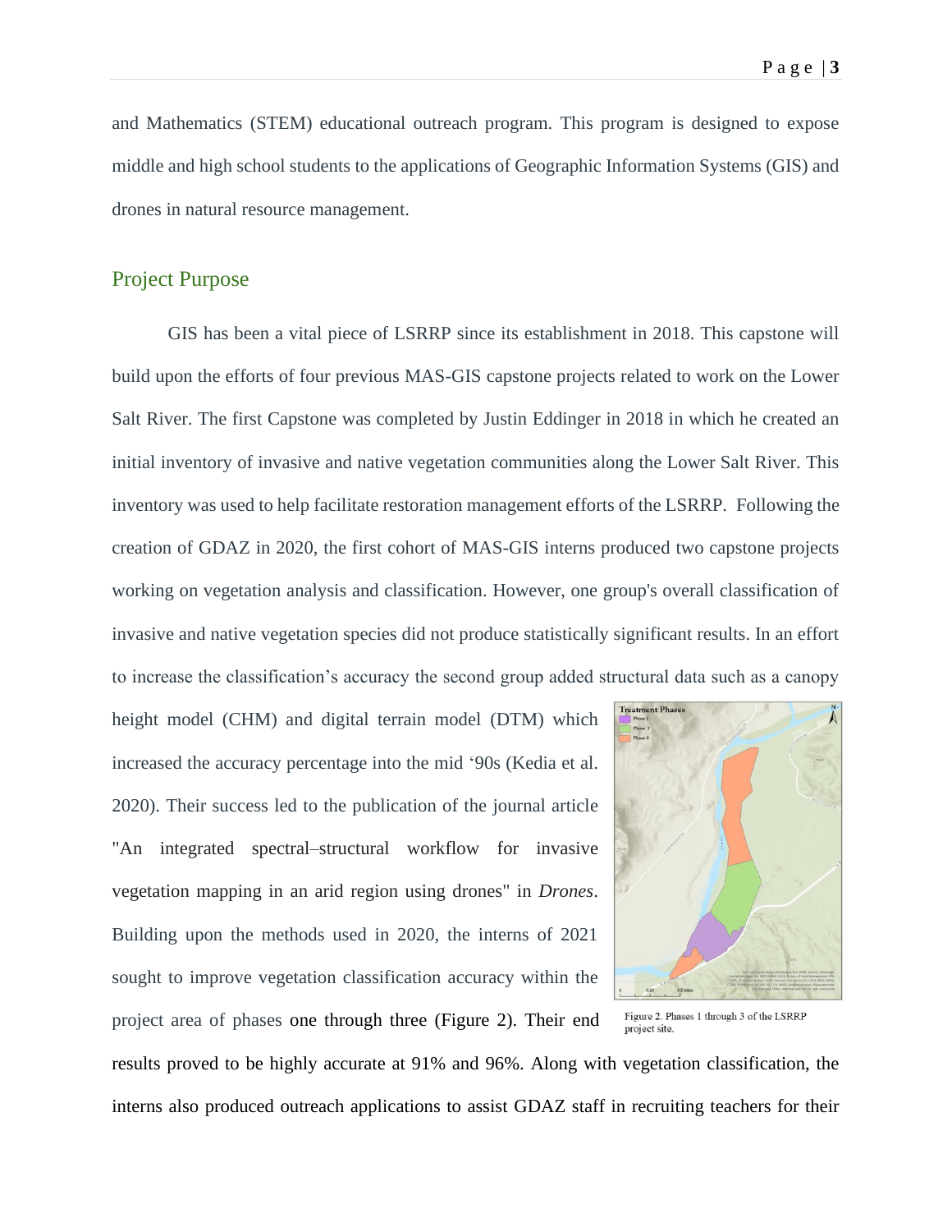and Mathematics (STEM) educational outreach program. This program is designed to expose middle and high school students to the applications of Geographic Information Systems (GIS) and drones in natural resource management.

## Project Purpose

GIS has been a vital piece of LSRRP since its establishment in 2018. This capstone will build upon the efforts of four previous MAS-GIS capstone projects related to work on the Lower Salt River. The first Capstone was completed by Justin Eddinger in 2018 in which he created an initial inventory of invasive and native vegetation communities along the Lower Salt River. This inventory was used to help facilitate restoration management efforts of the LSRRP. Following the creation of GDAZ in 2020, the first cohort of MAS-GIS interns produced two capstone projects working on vegetation analysis and classification. However, one group's overall classification of invasive and native vegetation species did not produce statistically significant results. In an effort to increase the classification's accuracy the second group added structural data such as a canopy height model (CHM) and digital terrain model (DTM) which increased the accuracy percentage into the mid '90s (Kedia et al. 2020). Their success led to the publication of the journal article "An integrated spectral–structural workflow for invasive vegetation mapping in an arid region using drones" in *Drones*. Building upon the methods used in 2020, the interns of 2021 sought to improve vegetation classification accuracy within the project area of phases one through three (Figure 2). Their end results proved to be highly accurate at 91% and 96%. Along with vegetation classification, the interns also produced outreach applications to assist GDAZ staff in recruiting teachers for their

Figure 2. Phases 1 through 3 of the LSRRP project site.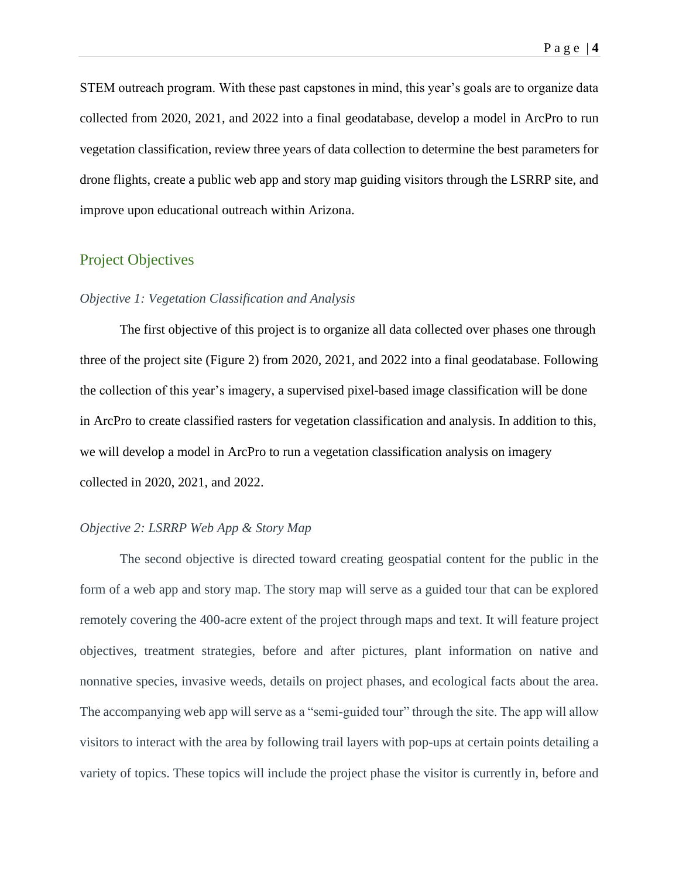STEM outreach program. With these past capstones in mind, this year's goals are to organize data collected from 2020, 2021, and 2022 into a final geodatabase, develop a model in ArcPro to run vegetation classification, review three years of data collection to determine the best parameters for drone flights, create a public web app and story map guiding visitors through the LSRRP site, and improve upon educational outreach within Arizona.

## Project Objectives

### *Objective 1: Vegetation Classification and Analysis*

The first objective of this project is to organize all data collected over phases one through three of the project site (Figure 2) from 2020, 2021, and 2022 into a final geodatabase. Following the collection of this year's imagery, a supervised pixel-based image classification will be done in ArcPro to create classified rasters for vegetation classification and analysis. In addition to this, we will develop a model in ArcPro to run a vegetation classification analysis on imagery collected in 2020, 2021, and 2022.

### *Objective 2: LSRRP Web App & Story Map*

The second objective is directed toward creating geospatial content for the public in the form of a web app and story map. The story map will serve as a guided tour that can be explored remotely covering the 400-acre extent of the project through maps and text. It will feature project objectives, treatment strategies, before and after pictures, plant information on native and nonnative species, invasive weeds, details on project phases, and ecological facts about the area. The accompanying web app will serve as a "semi-guided tour" through the site. The app will allow visitors to interact with the area by following trail layers with pop-ups at certain points detailing a variety of topics. These topics will include the project phase the visitor is currently in, before and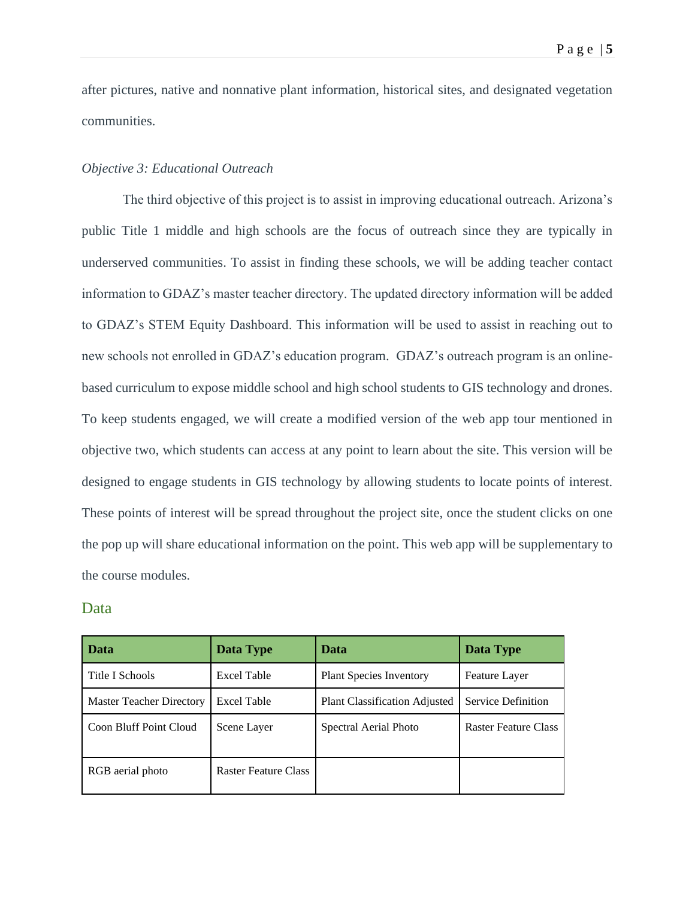after pictures, native and nonnative plant information, historical sites, and designated vegetation communities.

*Objective 3: Educational Outreach*

The third objective of this project is to assist in improving educational outreach. Arizona's public Title 1 middle and high schools are the focus of outreach since they are typically in underserved communities. To assist in finding these schools, we will be adding teacher contact information to GDAZ's master teacher directory. The updated directory information will be added to GDAZ's STEM Equity Dashboard. This information will be used to assist in reaching out to new schools not enrolled in GDAZ's education program. GDAZ's outreach program is an online-based curriculum to expose middle school and high school students to GIS technology and drones. To keep students engaged, we will create a modified version of the web app tour mentioned in objective two, which students can access at any point to learn about the site. This version will be designed to engage students in GIS technology by allowing students to locate points of interest. These points of interest will be spread throughout the project site, once the student clicks on one the pop up will share educational information on the point. This web app will be supplementary to the course modules.

## Data

| Data | Data Type | Data | Data Type |
|---|---|---|---|
| Title I Schools | Excel Table | Plant Species Inventory | Feature Layer |
| Master Teacher Directory | Excel Table | Plant Classification Adjusted | Service Definition |
| Coon Bluff Point Cloud | Scene Layer | Spectral Aerial Photo | Raster Feature Class |
| RGB aerial photo | Raster Feature Class | | |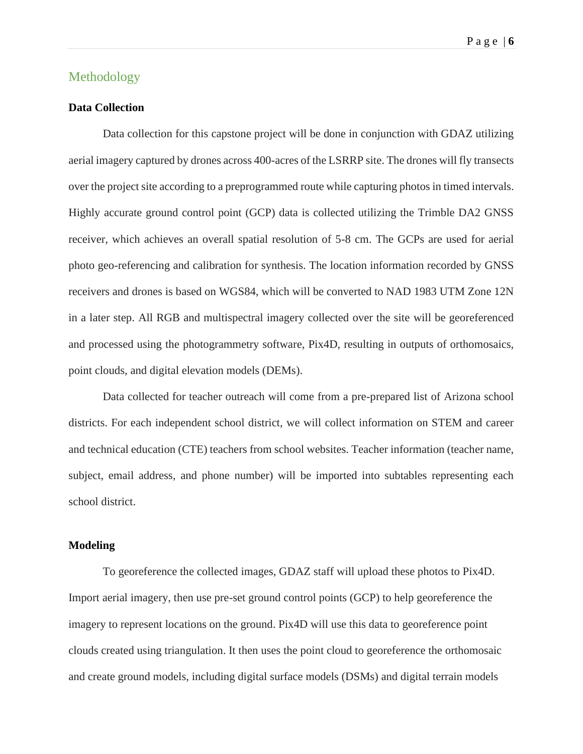## Methodology

### Data Collection

Data collection for this capstone project will be done in conjunction with GDAZ utilizing aerial imagery captured by drones across 400-acres of the LSRRP site. The drones will fly transects over the project site according to a preprogrammed route while capturing photos in timed intervals. Highly accurate ground control point (GCP) data is collected utilizing the Trimble DA2 GNSS receiver, which achieves an overall spatial resolution of 5-8 cm. The GCPs are used for aerial photo geo-referencing and calibration for synthesis. The location information recorded by GNSS receivers and drones is based on WGS84, which will be converted to NAD 1983 UTM Zone 12N in a later step. All RGB and multispectral imagery collected over the site will be georeferenced and processed using the photogrammetry software, Pix4D, resulting in outputs of orthomosaics, point clouds, and digital elevation models (DEMs).

Data collected for teacher outreach will come from a pre-prepared list of Arizona school districts. For each independent school district, we will collect information on STEM and career and technical education (CTE) teachers from school websites. Teacher information (teacher name, subject, email address, and phone number) will be imported into subtables representing each school district.

### Modeling

To georeference the collected images, GDAZ staff will upload these photos to Pix4D. Import aerial imagery, then use pre-set ground control points (GCP) to help georeference the imagery to represent locations on the ground. Pix4D will use this data to georeference point clouds created using triangulation. It then uses the point cloud to georeference the orthomosaic and create ground models, including digital surface models (DSMs) and digital terrain models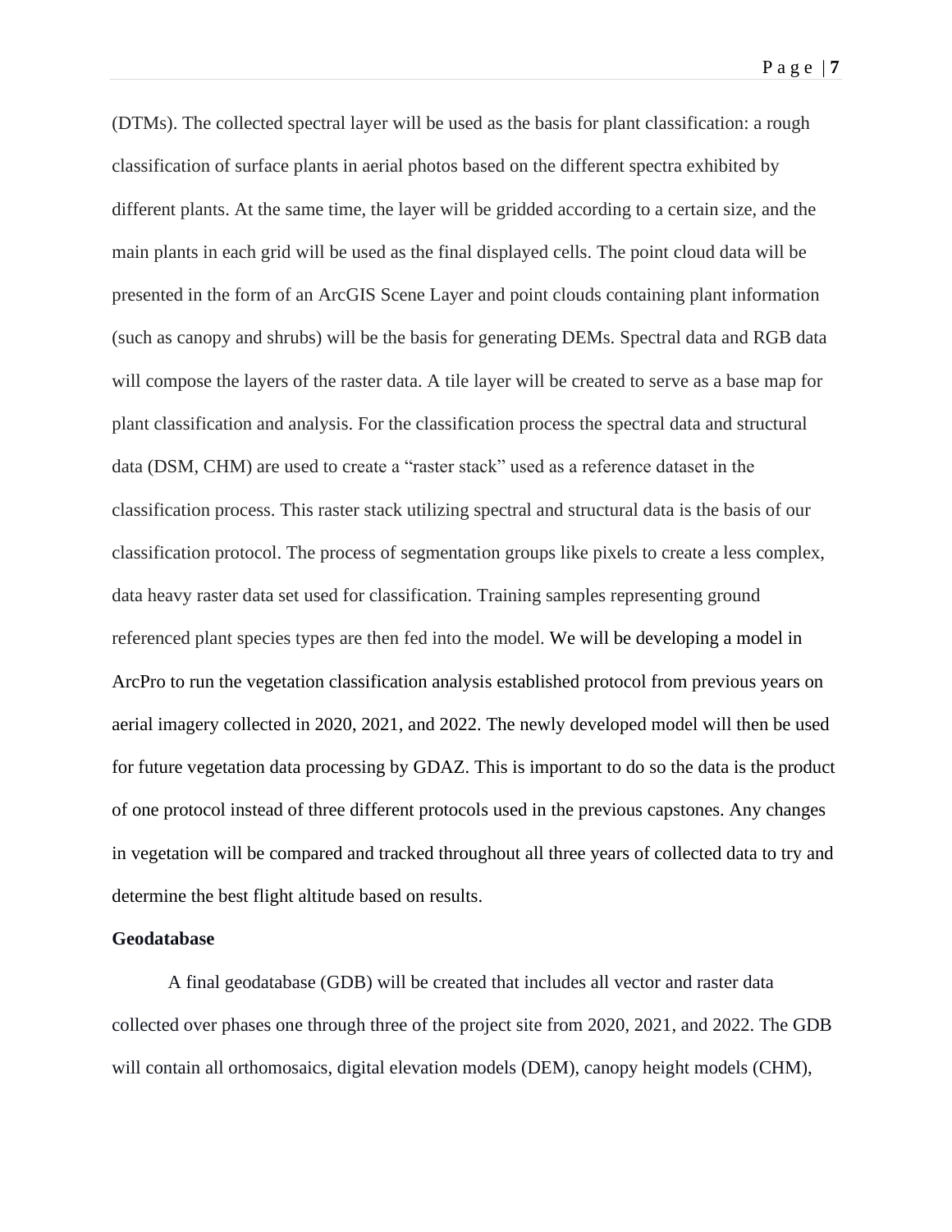(DTMs). The collected spectral layer will be used as the basis for plant classification: a rough classification of surface plants in aerial photos based on the different spectra exhibited by different plants. At the same time, the layer will be gridded according to a certain size, and the main plants in each grid will be used as the final displayed cells. The point cloud data will be presented in the form of an ArcGIS Scene Layer and point clouds containing plant information (such as canopy and shrubs) will be the basis for generating DEMs. Spectral data and RGB data will compose the layers of the raster data. A tile layer will be created to serve as a base map for plant classification and analysis. For the classification process the spectral data and structural data (DSM, CHM) are used to create a "raster stack" used as a reference dataset in the classification process. This raster stack utilizing spectral and structural data is the basis of our classification protocol. The process of segmentation groups like pixels to create a less complex, data heavy raster data set used for classification. Training samples representing ground referenced plant species types are then fed into the model. We will be developing a model in ArcPro to run the vegetation classification analysis established protocol from previous years on aerial imagery collected in 2020, 2021, and 2022. The newly developed model will then be used for future vegetation data processing by GDAZ. This is important to do so the data is the product of one protocol instead of three different protocols used in the previous capstones. Any changes in vegetation will be compared and tracked throughout all three years of collected data to try and determine the best flight altitude based on results.

**Geodatabase**

A final geodatabase (GDB) will be created that includes all vector and raster data collected over phases one through three of the project site from 2020, 2021, and 2022. The GDB will contain all orthomosaics, digital elevation models (DEM), canopy height models (CHM),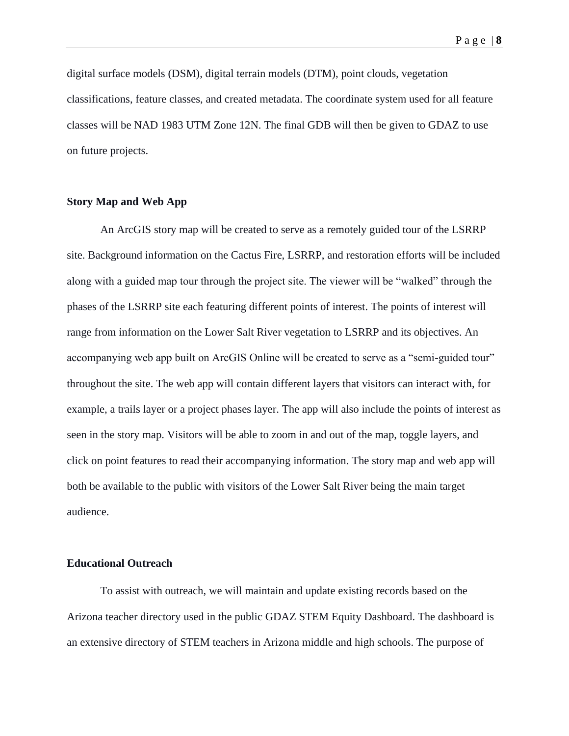digital surface models (DSM), digital terrain models (DTM), point clouds, vegetation classifications, feature classes, and created metadata. The coordinate system used for all feature classes will be NAD 1983 UTM Zone 12N. The final GDB will then be given to GDAZ to use on future projects.

**Story Map and Web App**

An ArcGIS story map will be created to serve as a remotely guided tour of the LSRRP site. Background information on the Cactus Fire, LSRRP, and restoration efforts will be included along with a guided map tour through the project site. The viewer will be "walked" through the phases of the LSRRP site each featuring different points of interest. The points of interest will range from information on the Lower Salt River vegetation to LSRRP and its objectives. An accompanying web app built on ArcGIS Online will be created to serve as a "semi-guided tour" throughout the site. The web app will contain different layers that visitors can interact with, for example, a trails layer or a project phases layer. The app will also include the points of interest as seen in the story map. Visitors will be able to zoom in and out of the map, toggle layers, and click on point features to read their accompanying information. The story map and web app will both be available to the public with visitors of the Lower Salt River being the main target audience.

**Educational Outreach**

To assist with outreach, we will maintain and update existing records based on the Arizona teacher directory used in the public GDAZ STEM Equity Dashboard. The dashboard is an extensive directory of STEM teachers in Arizona middle and high schools. The purpose of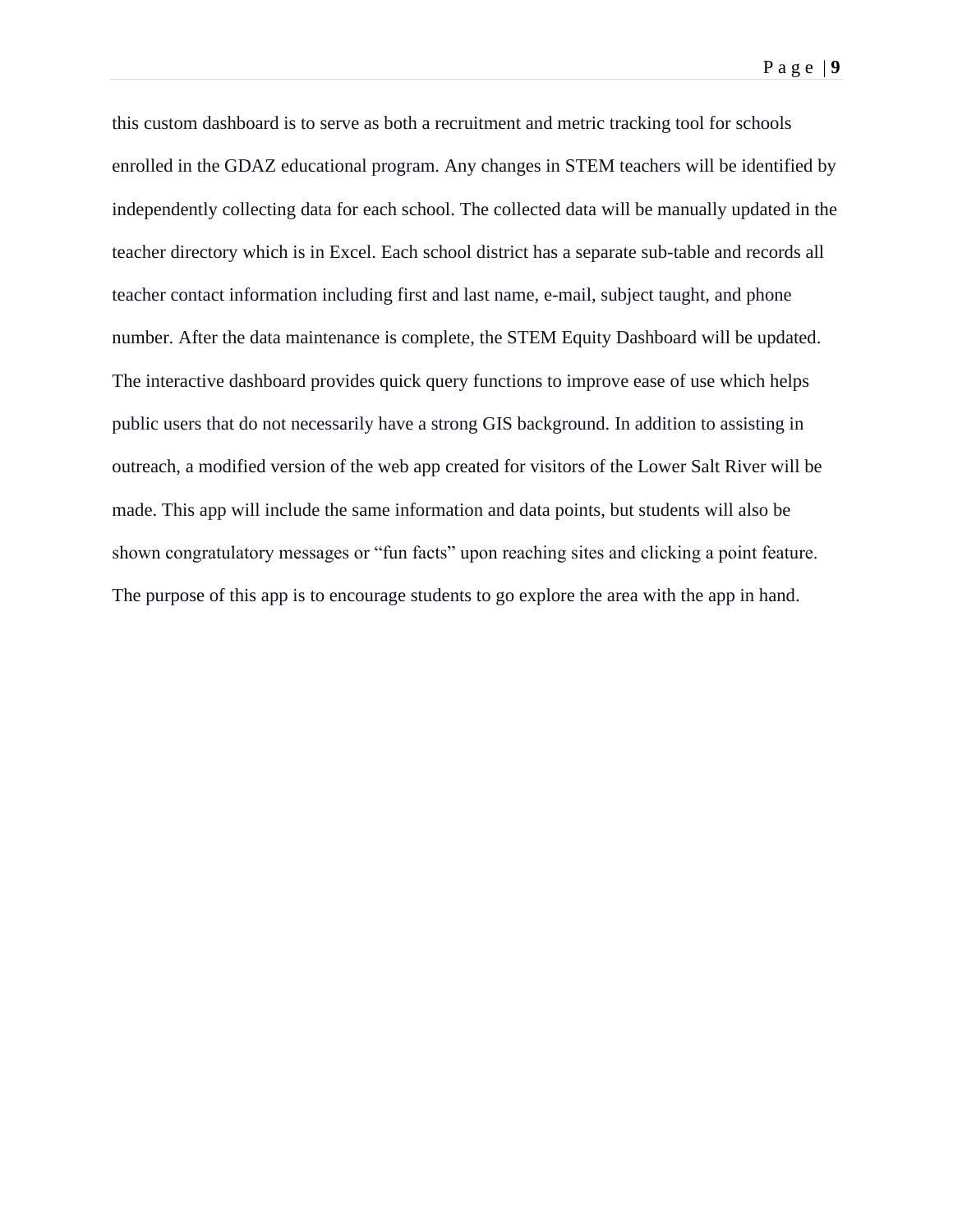this custom dashboard is to serve as both a recruitment and metric tracking tool for schools enrolled in the GDAZ educational program. Any changes in STEM teachers will be identified by independently collecting data for each school. The collected data will be manually updated in the teacher directory which is in Excel. Each school district has a separate sub-table and records all teacher contact information including first and last name, e-mail, subject taught, and phone number. After the data maintenance is complete, the STEM Equity Dashboard will be updated. The interactive dashboard provides quick query functions to improve ease of use which helps public users that do not necessarily have a strong GIS background. In addition to assisting in outreach, a modified version of the web app created for visitors of the Lower Salt River will be made. This app will include the same information and data points, but students will also be shown congratulatory messages or "fun facts" upon reaching sites and clicking a point feature. The purpose of this app is to encourage students to go explore the area with the app in hand.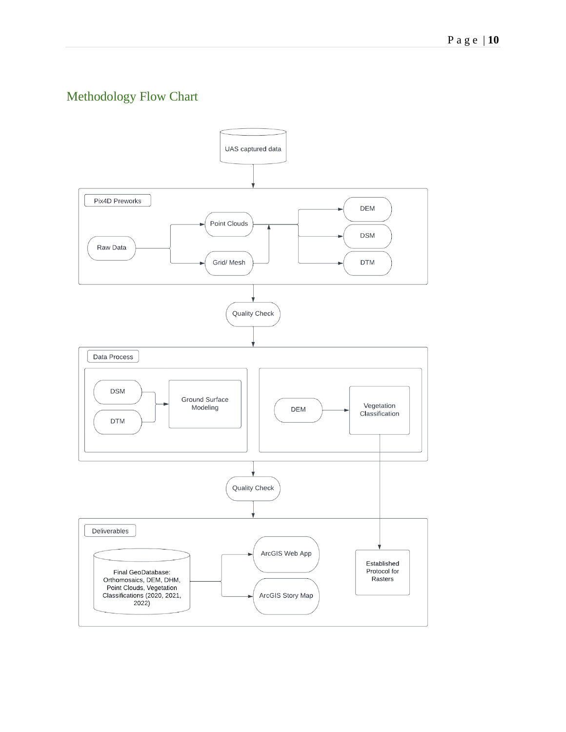## Methodology Flow Chart

UAS captured data

**Pix4D Preworks**

- Raw Data
- Point Clouds
- Grid/ Mesh
- DEM
- DSM
- DTM

Quality Check

**Data Process**

- DSM
- DTM
- Ground Surface Modeling
- DEM
- Vegetation Classification

Quality Check

**Deliverables**

- Final GeoDatabase: Orthomosaics, DEM, DHM, Point Clouds, Vegetation Classifications (2020, 2021, 2022)
- ArcGIS Web App
- ArcGIS Story Map
- Established Protocol for Rasters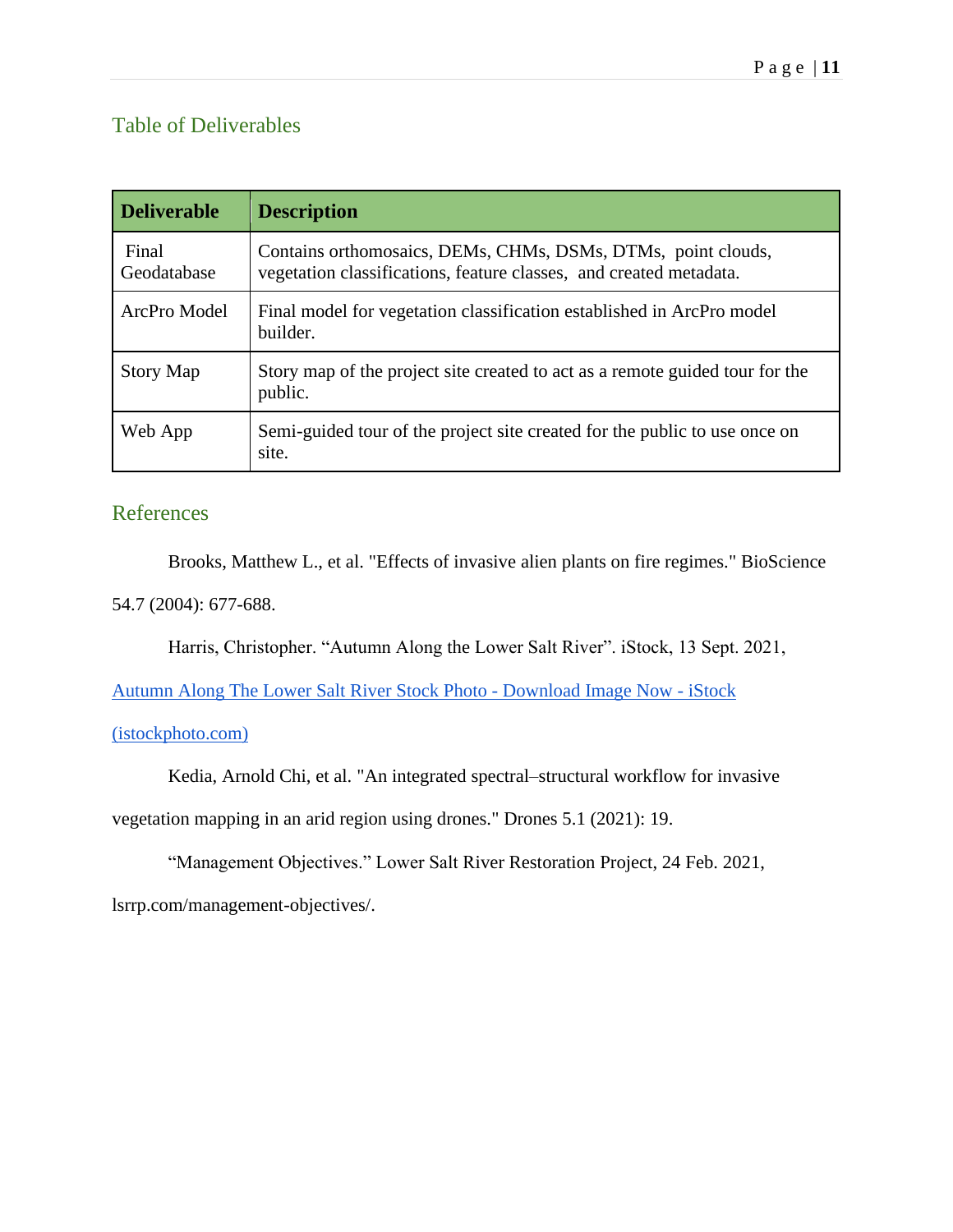## Table of Deliverables

| Deliverable | Description |
| --- | --- |
| Final Geodatabase | Contains orthomosaics, DEMs, CHMs, DSMs, DTMs, point clouds, vegetation classifications, feature classes, and created metadata. |
| ArcPro Model | Final model for vegetation classification established in ArcPro model builder. |
| Story Map | Story map of the project site created to act as a remote guided tour for the public. |
| Web App | Semi-guided tour of the project site created for the public to use once on site. |

## References

Brooks, Matthew L., et al. "Effects of invasive alien plants on fire regimes." BioScience 54.7 (2004): 677-688.

Harris, Christopher. "Autumn Along the Lower Salt River". iStock, 13 Sept. 2021, Autumn Along The Lower Salt River Stock Photo - Download Image Now - iStock (istockphoto.com)

Kedia, Arnold Chi, et al. "An integrated spectral–structural workflow for invasive vegetation mapping in an arid region using drones." Drones 5.1 (2021): 19.

"Management Objectives." Lower Salt River Restoration Project, 24 Feb. 2021, lsrrp.com/management-objectives/.